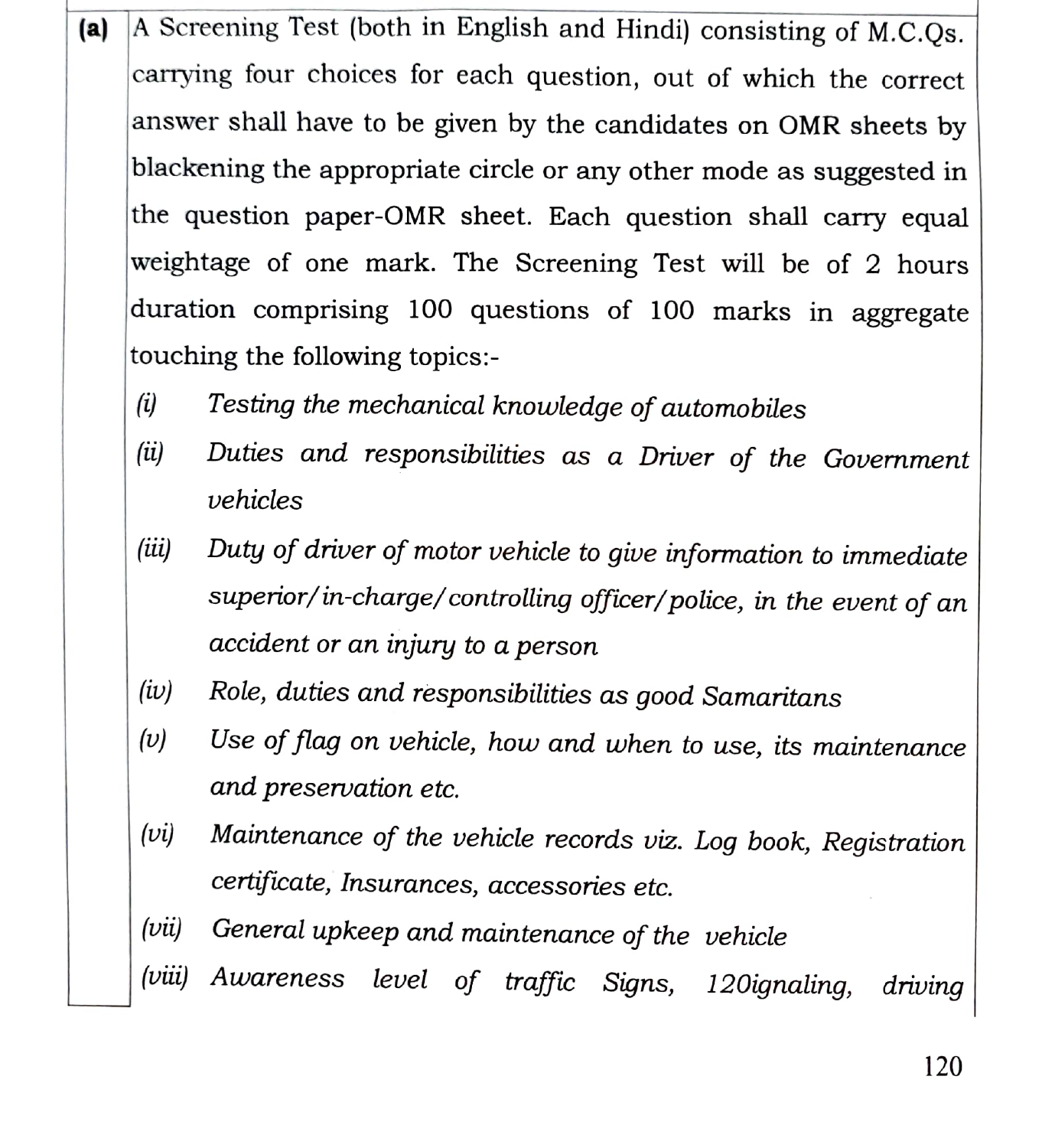**(a)** A Screening Test (both in English and Hindi) consisting of M.C.Qs. carrying four choices for each question, out of which the correct answer shall have to be given by the candidates on OMR sheets by blackening the appropriate circle or any other mode as suggested in the question paper-OMR sheet. Each question shall carry equal weightage of one mark. The Screening Test will be of 2 hours duration comprising 100 questions of 100 marks in aggregate touching the following topics:-

*(i)* *Testing the mechanical knowledge of automobiles*

*(ii)* *Duties and responsibilities as a Driver of the Government vehicles*

*(iii)* *Duty of driver of motor vehicle to give information to immediate superior/in-charge/controlling officer/police, in the event of an accident or an injury to a person*

*(iv)* *Role, duties and responsibilities as good Samaritans*

*(v)* *Use of flag on vehicle, how and when to use, its maintenance and preservation etc.*

*(vi)* *Maintenance of the vehicle records viz. Log book, Registration certificate, Insurances, accessories etc.*

*(vii)* *General upkeep and maintenance of the vehicle*

*(viii)* *Awareness level of traffic Signs, 120ignaling, driving*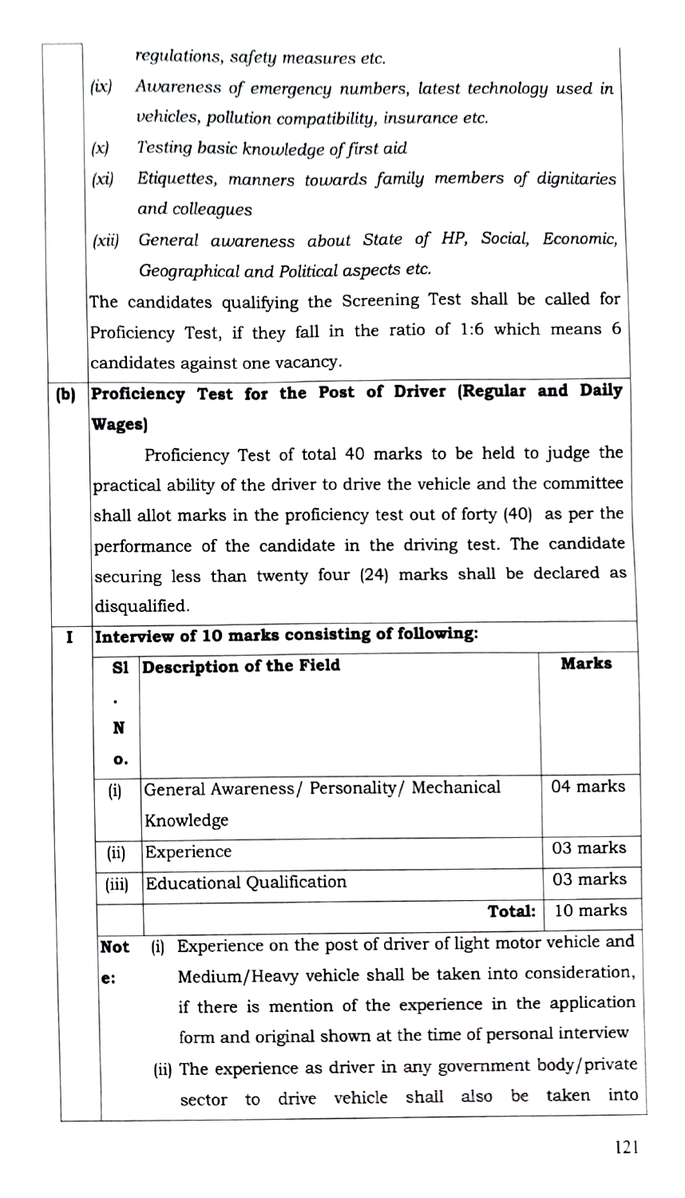*regulations, safety measures etc.*

*(ix) Awareness of emergency numbers, latest technology used in vehicles, pollution compatibility, insurance etc.*

*(x) Testing basic knowledge of first aid*

*(xi) Etiquettes, manners towards family members of dignitaries and colleagues*

*(xii) General awareness about State of HP, Social, Economic, Geographical and Political aspects etc.*

The candidates qualifying the Screening Test shall be called for Proficiency Test, if they fall in the ratio of 1:6 which means 6 candidates against one vacancy.

**(b) Proficiency Test for the Post of Driver (Regular and Daily Wages)**

Proficiency Test of total 40 marks to be held to judge the practical ability of the driver to drive the vehicle and the committee shall allot marks in the proficiency test out of forty (40) as per the performance of the candidate in the driving test. The candidate securing less than twenty four (24) marks shall be declared as disqualified.

**I Interview of 10 marks consisting of following:**

| Sl. No. | Description of the Field | Marks |
|---|---|---|
| (i) | General Awareness/ Personality/ Mechanical Knowledge | 04 marks |
| (ii) | Experience | 03 marks |
| (iii) | Educational Qualification | 03 marks |
| | **Total:** | 10 marks |

**Note:**

(i) Experience on the post of driver of light motor vehicle and Medium/Heavy vehicle shall be taken into consideration, if there is mention of the experience in the application form and original shown at the time of personal interview

(ii) The experience as driver in any government body/private sector to drive vehicle shall also be taken into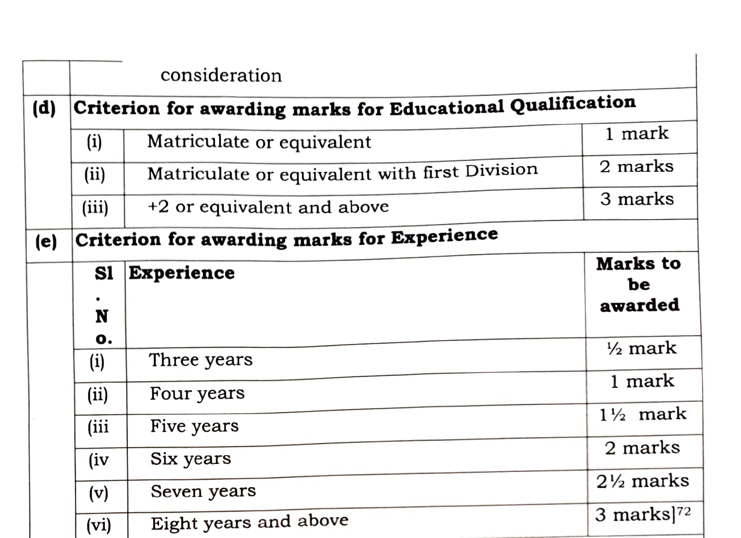| | |
| --- | --- |
| | consideration |

| | | | |
| --- | --- | --- | --- |
| **(d)** | **Criterion for awarding marks for Educational Qualification** | | |
| | (i) | Matriculate or equivalent | 1 mark |
| | (ii) | Matriculate or equivalent with first Division | 2 marks |
| | (iii) | +2 or equivalent and above | 3 marks |
| **(e)** | **Criterion for awarding marks for Experience** | | |
| | **Sl. No.** | **Experience** | **Marks to be awarded** |
| | (i) | Three years | ½ mark |
| | (ii) | Four years | 1 mark |
| | (iii | Five years | 1½ mark |
| | (iv | Six years | 2 marks |
| | (v) | Seven years | 2½ marks |
| | (vi) | Eight years and above | 3 marks][72] |